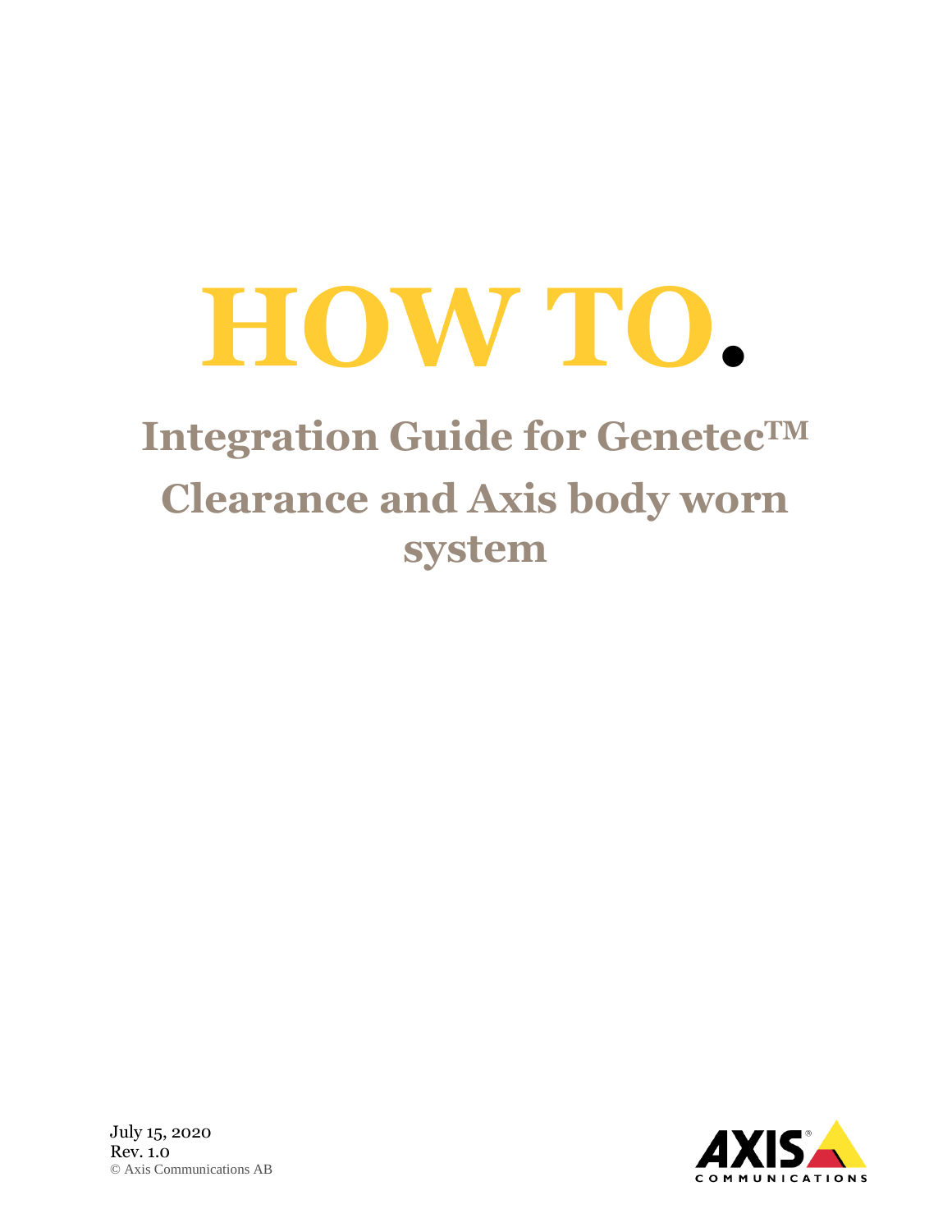# HOW TO.

## Integration Guide for Genetec™ Clearance and Axis body worn system

July 15, 2020
Rev. 1.0
© Axis Communications AB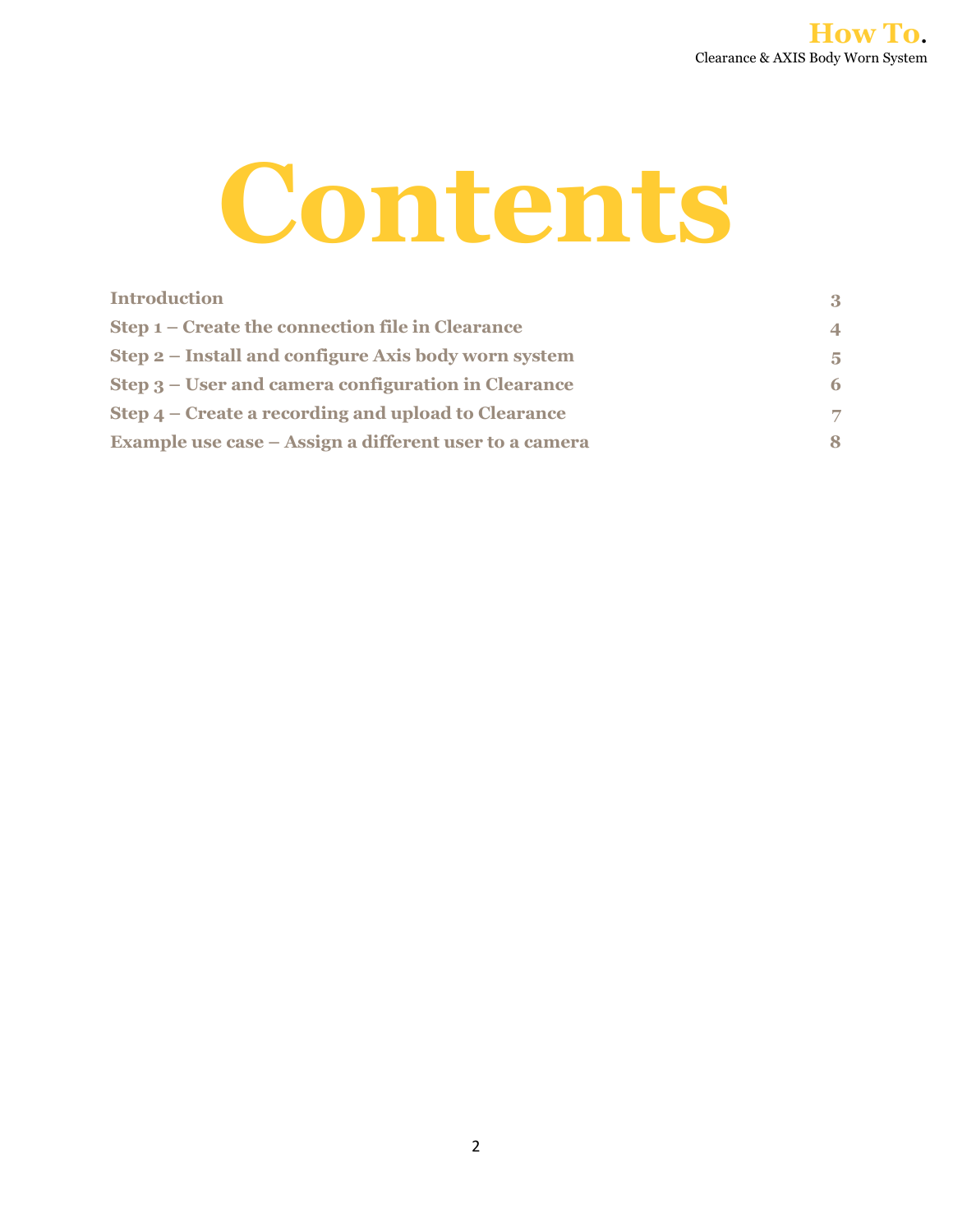# Contents

| | |
|---|---|
| **Introduction** | **3** |
| **Step 1 – Create the connection file in Clearance** | **4** |
| **Step 2 – Install and configure Axis body worn system** | **5** |
| **Step 3 – User and camera configuration in Clearance** | **6** |
| **Step 4 – Create a recording and upload to Clearance** | **7** |
| **Example use case – Assign a different user to a camera** | **8** |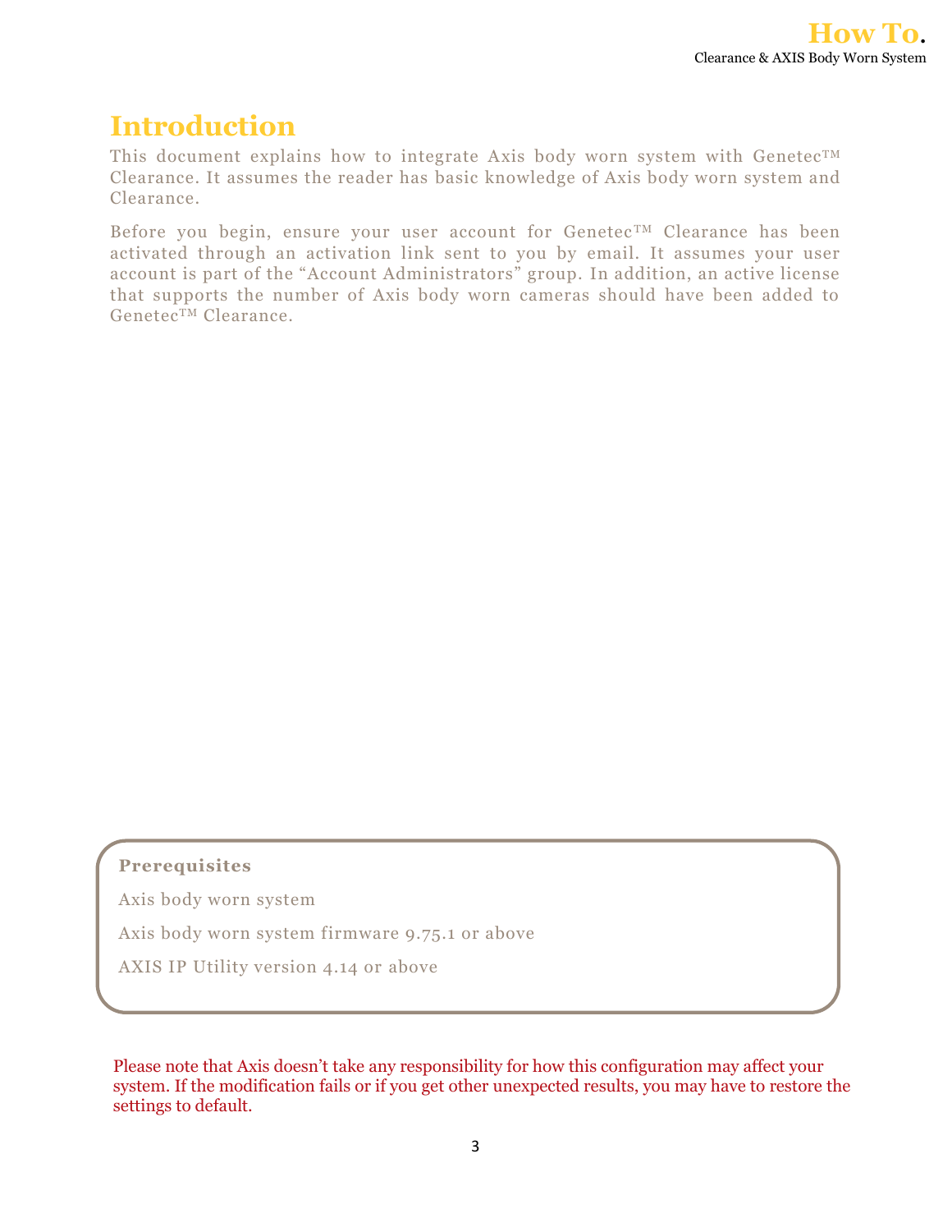# Introduction

This document explains how to integrate Axis body worn system with Genetec™ Clearance. It assumes the reader has basic knowledge of Axis body worn system and Clearance.

Before you begin, ensure your user account for Genetec™ Clearance has been activated through an activation link sent to you by email. It assumes your user account is part of the “Account Administrators” group. In addition, an active license that supports the number of Axis body worn cameras should have been added to Genetec™ Clearance.

**Prerequisites**

Axis body worn system

Axis body worn system firmware 9.75.1 or above

AXIS IP Utility version 4.14 or above

Please note that Axis doesn’t take any responsibility for how this configuration may affect your system. If the modification fails or if you get other unexpected results, you may have to restore the settings to default.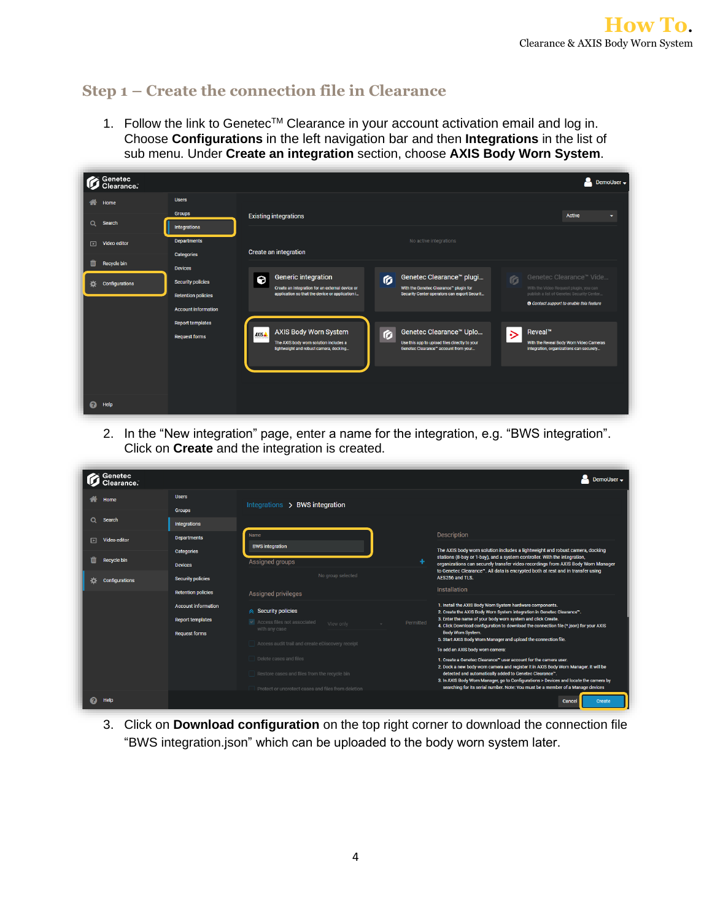## Step 1 – Create the connection file in Clearance

1. Follow the link to Genetec™ Clearance in your account activation email and log in. Choose **Configurations** in the left navigation bar and then **Integrations** in the list of sub menu. Under **Create an integration** section, choose **AXIS Body Worn System**.

2. In the "New integration" page, enter a name for the integration, e.g. "BWS integration". Click on **Create** and the integration is created.

3. Click on **Download configuration** on the top right corner to download the connection file "BWS integration.json" which can be uploaded to the body worn system later.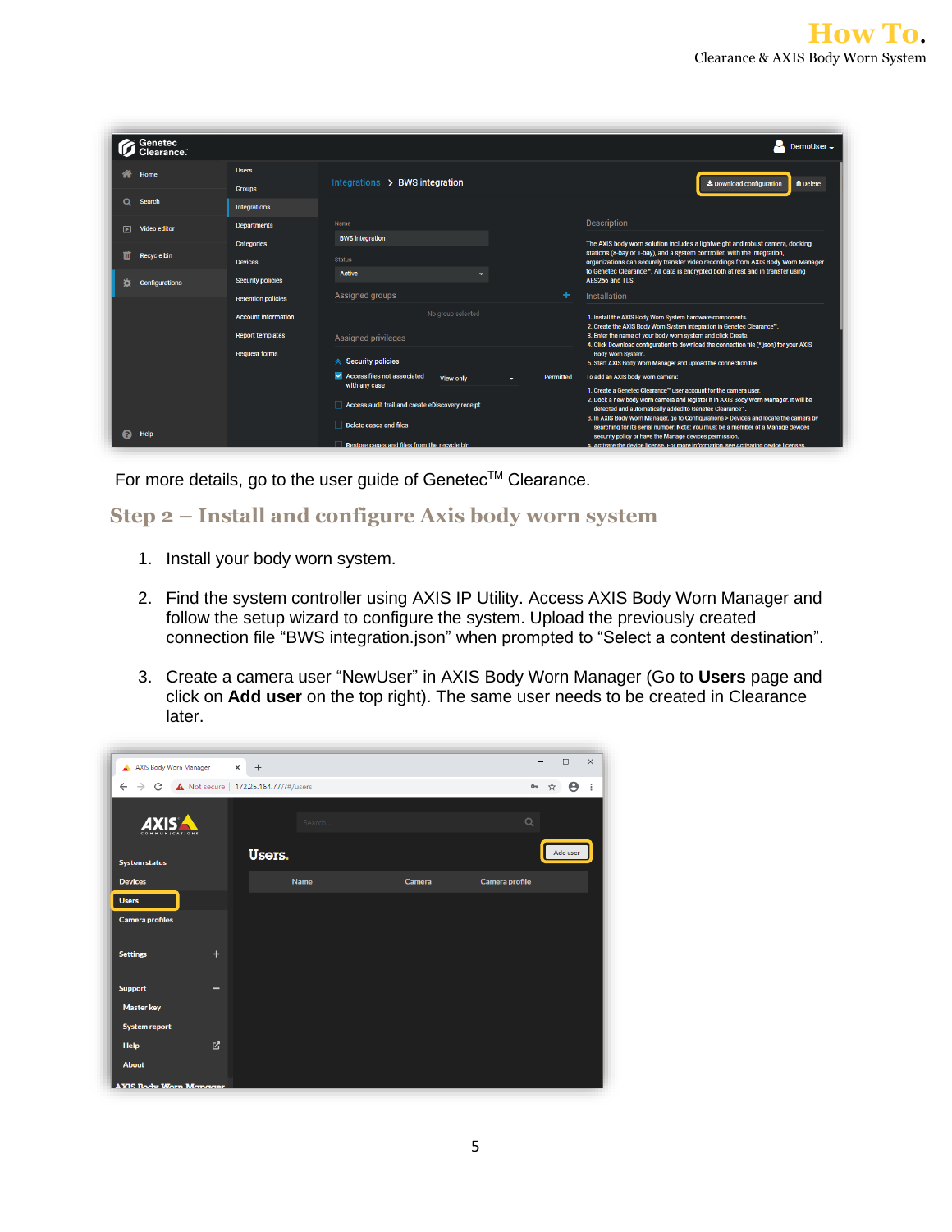For more details, go to the user guide of Genetec™ Clearance.

## Step 2 – Install and configure Axis body worn system

1. Install your body worn system.
2. Find the system controller using AXIS IP Utility. Access AXIS Body Worn Manager and follow the setup wizard to configure the system. Upload the previously created connection file “BWS integration.json” when prompted to “Select a content destination”.
3. Create a camera user “NewUser” in AXIS Body Worn Manager (Go to **Users** page and click on **Add user** on the top right). The same user needs to be created in Clearance later.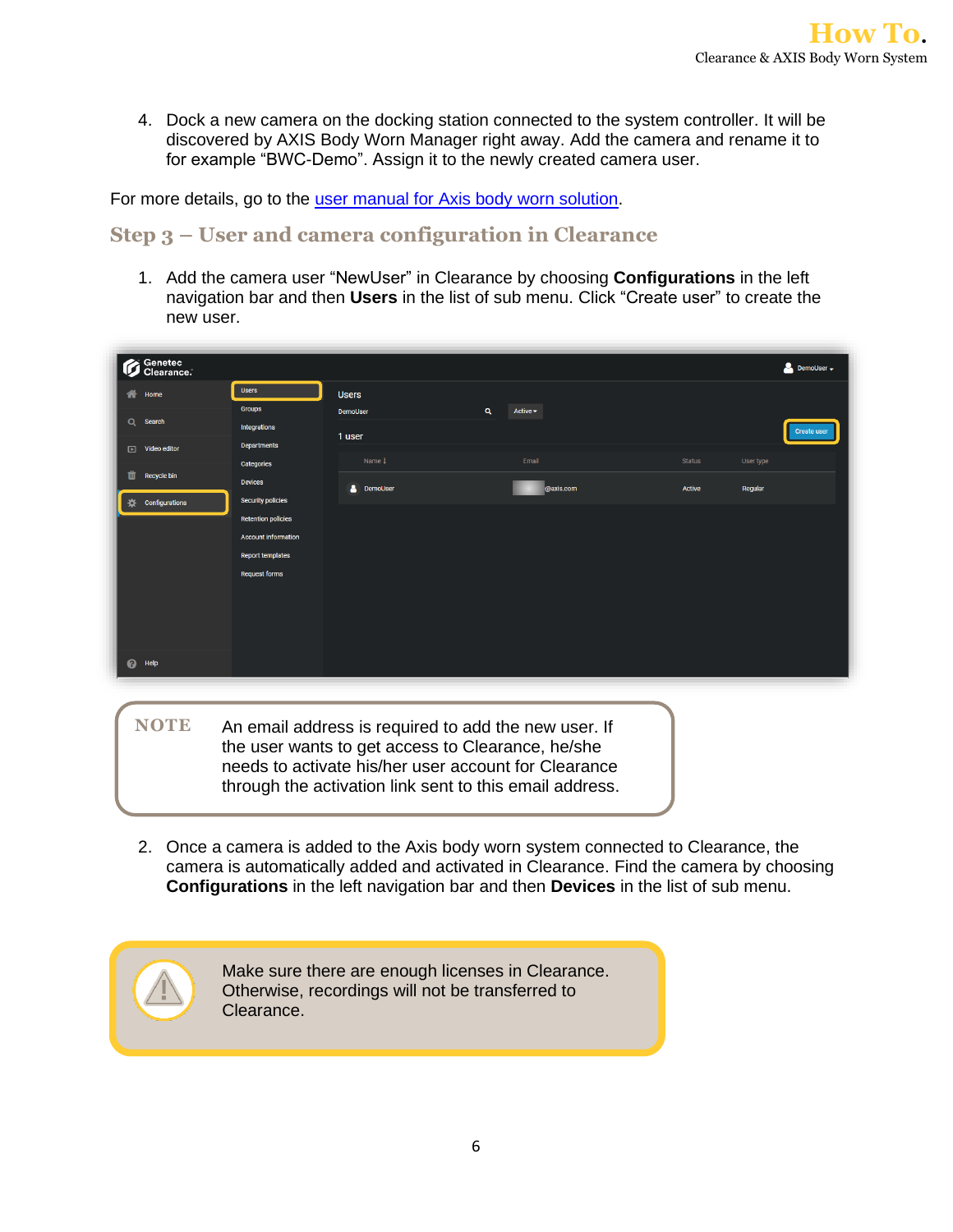4. Dock a new camera on the docking station connected to the system controller. It will be discovered by AXIS Body Worn Manager right away. Add the camera and rename it to for example "BWC-Demo". Assign it to the newly created camera user.

For more details, go to the user manual for Axis body worn solution.

## Step 3 – User and camera configuration in Clearance

1. Add the camera user "NewUser" in Clearance by choosing **Configurations** in the left navigation bar and then **Users** in the list of sub menu. Click "Create user" to create the new user.

**NOTE** An email address is required to add the new user. If the user wants to get access to Clearance, he/she needs to activate his/her user account for Clearance through the activation link sent to this email address.

2. Once a camera is added to the Axis body worn system connected to Clearance, the camera is automatically added and activated in Clearance. Find the camera by choosing **Configurations** in the left navigation bar and then **Devices** in the list of sub menu.

Make sure there are enough licenses in Clearance. Otherwise, recordings will not be transferred to Clearance.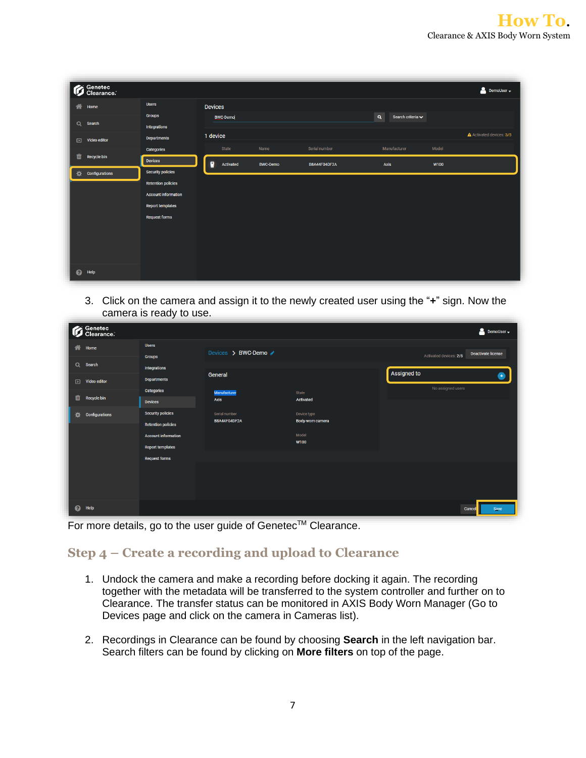3. Click on the camera and assign it to the newly created user using the "**+**" sign. Now the camera is ready to use.

For more details, go to the user guide of Genetec™ Clearance.

## Step 4 – Create a recording and upload to Clearance

1. Undock the camera and make a recording before docking it again. The recording together with the metadata will be transferred to the system controller and further on to Clearance. The transfer status can be monitored in AXIS Body Worn Manager (Go to Devices page and click on the camera in Cameras list).

2. Recordings in Clearance can be found by choosing **Search** in the left navigation bar. Search filters can be found by clicking on **More filters** on top of the page.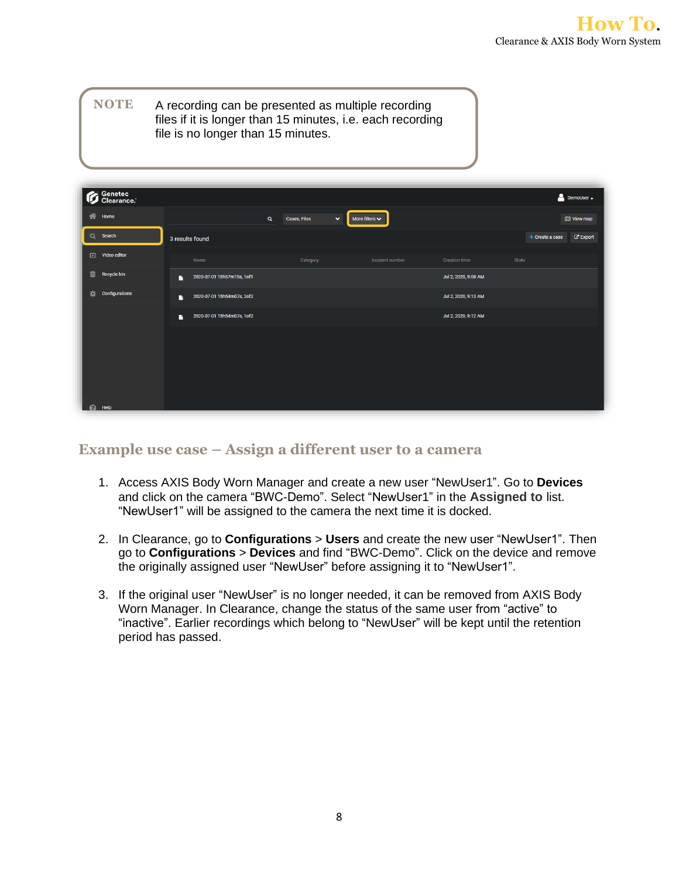> **NOTE** A recording can be presented as multiple recording files if it is longer than 15 minutes, i.e. each recording file is no longer than 15 minutes.

## Example use case – Assign a different user to a camera

1. Access AXIS Body Worn Manager and create a new user “NewUser1”. Go to **Devices** and click on the camera “BWC-Demo”. Select “NewUser1” in the **Assigned to** list. “NewUser1” will be assigned to the camera the next time it is docked.

2. In Clearance, go to **Configurations** > **Users** and create the new user “NewUser1”. Then go to **Configurations** > **Devices** and find “BWC-Demo”. Click on the device and remove the originally assigned user “NewUser” before assigning it to “NewUser1”.

3. If the original user “NewUser” is no longer needed, it can be removed from AXIS Body Worn Manager. In Clearance, change the status of the same user from “active” to “inactive”. Earlier recordings which belong to “NewUser” will be kept until the retention period has passed.